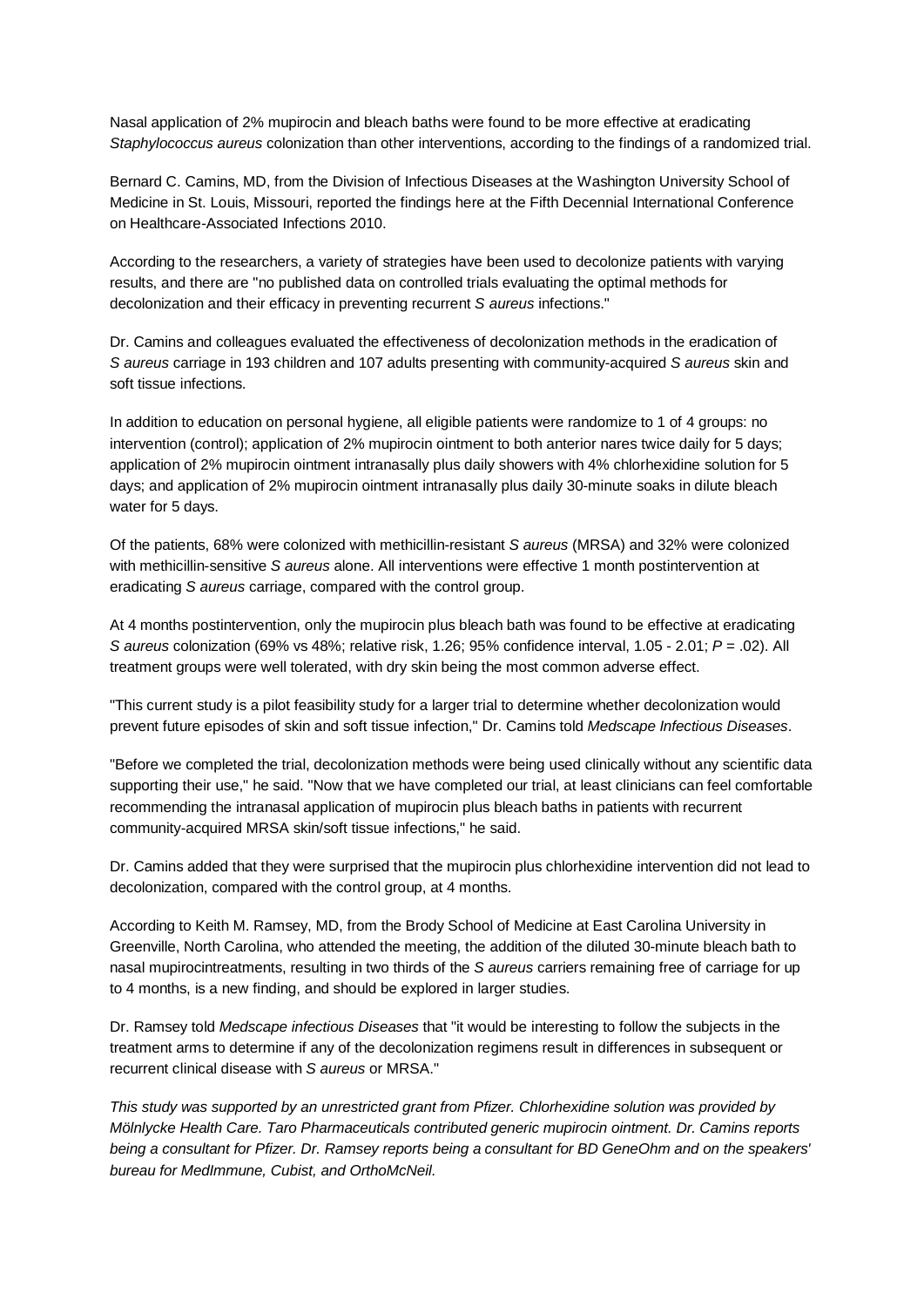Nasal application of 2% mupirocin and bleach baths were found to be more effective at eradicating *Staphylococcus aureus* colonization than other interventions, according to the findings of a randomized trial.

Bernard C. Camins, MD, from the Division of Infectious Diseases at the Washington University School of Medicine in St. Louis, Missouri, reported the findings here at the Fifth Decennial International Conference on Healthcare-Associated Infections 2010.

According to the researchers, a variety of strategies have been used to decolonize patients with varying results, and there are "no published data on controlled trials evaluating the optimal methods for decolonization and their efficacy in preventing recurrent *S aureus* infections."

Dr. Camins and colleagues evaluated the effectiveness of decolonization methods in the eradication of *S aureus* carriage in 193 children and 107 adults presenting with community-acquired *S aureus* skin and soft tissue infections.

In addition to education on personal hygiene, all eligible patients were randomize to 1 of 4 groups: no intervention (control); application of 2% mupirocin ointment to both anterior nares twice daily for 5 days; application of 2% mupirocin ointment intranasally plus daily showers with 4% chlorhexidine solution for 5 days; and application of 2% mupirocin ointment intranasally plus daily 30-minute soaks in dilute bleach water for 5 days.

Of the patients, 68% were colonized with methicillin-resistant *S aureus* (MRSA) and 32% were colonized with methicillin-sensitive *S aureus* alone. All interventions were effective 1 month postintervention at eradicating *S aureus* carriage, compared with the control group.

At 4 months postintervention, only the mupirocin plus bleach bath was found to be effective at eradicating *S aureus* colonization (69% vs 48%; relative risk, 1.26; 95% confidence interval, 1.05 - 2.01; $P = .02$). All treatment groups were well tolerated, with dry skin being the most common adverse effect.

"This current study is a pilot feasibility study for a larger trial to determine whether decolonization would prevent future episodes of skin and soft tissue infection," Dr. Camins told *Medscape Infectious Diseases*.

"Before we completed the trial, decolonization methods were being used clinically without any scientific data supporting their use," he said. "Now that we have completed our trial, at least clinicians can feel comfortable recommending the intranasal application of mupirocin plus bleach baths in patients with recurrent community-acquired MRSA skin/soft tissue infections," he said.

Dr. Camins added that they were surprised that the mupirocin plus chlorhexidine intervention did not lead to decolonization, compared with the control group, at 4 months.

According to Keith M. Ramsey, MD, from the Brody School of Medicine at East Carolina University in Greenville, North Carolina, who attended the meeting, the addition of the diluted 30-minute bleach bath to nasal mupirocintreatments, resulting in two thirds of the *S aureus* carriers remaining free of carriage for up to 4 months, is a new finding, and should be explored in larger studies.

Dr. Ramsey told *Medscape infectious Diseases* that "it would be interesting to follow the subjects in the treatment arms to determine if any of the decolonization regimens result in differences in subsequent or recurrent clinical disease with *S aureus* or MRSA."

*This study was supported by an unrestricted grant from Pfizer. Chlorhexidine solution was provided by Mölnlycke Health Care. Taro Pharmaceuticals contributed generic mupirocin ointment. Dr. Camins reports being a consultant for Pfizer. Dr. Ramsey reports being a consultant for BD GeneOhm and on the speakers' bureau for MedImmune, Cubist, and OrthoMcNeil.*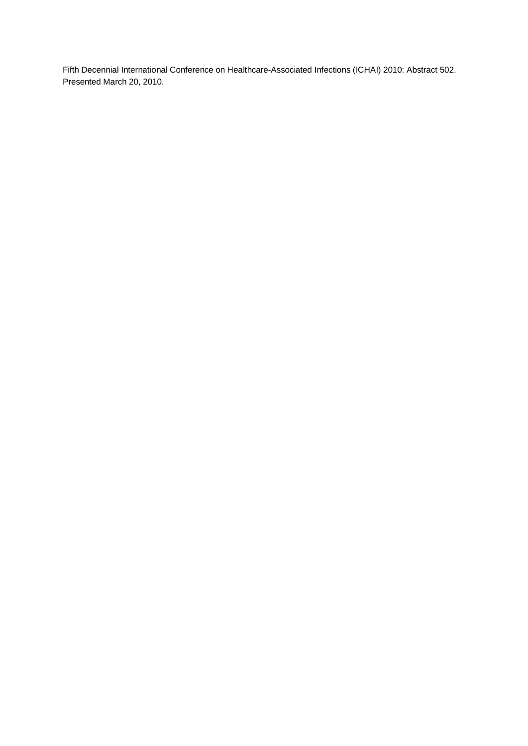Fifth Decennial International Conference on Healthcare-Associated Infections (ICHAI) 2010: Abstract 502. Presented March 20, 2010.